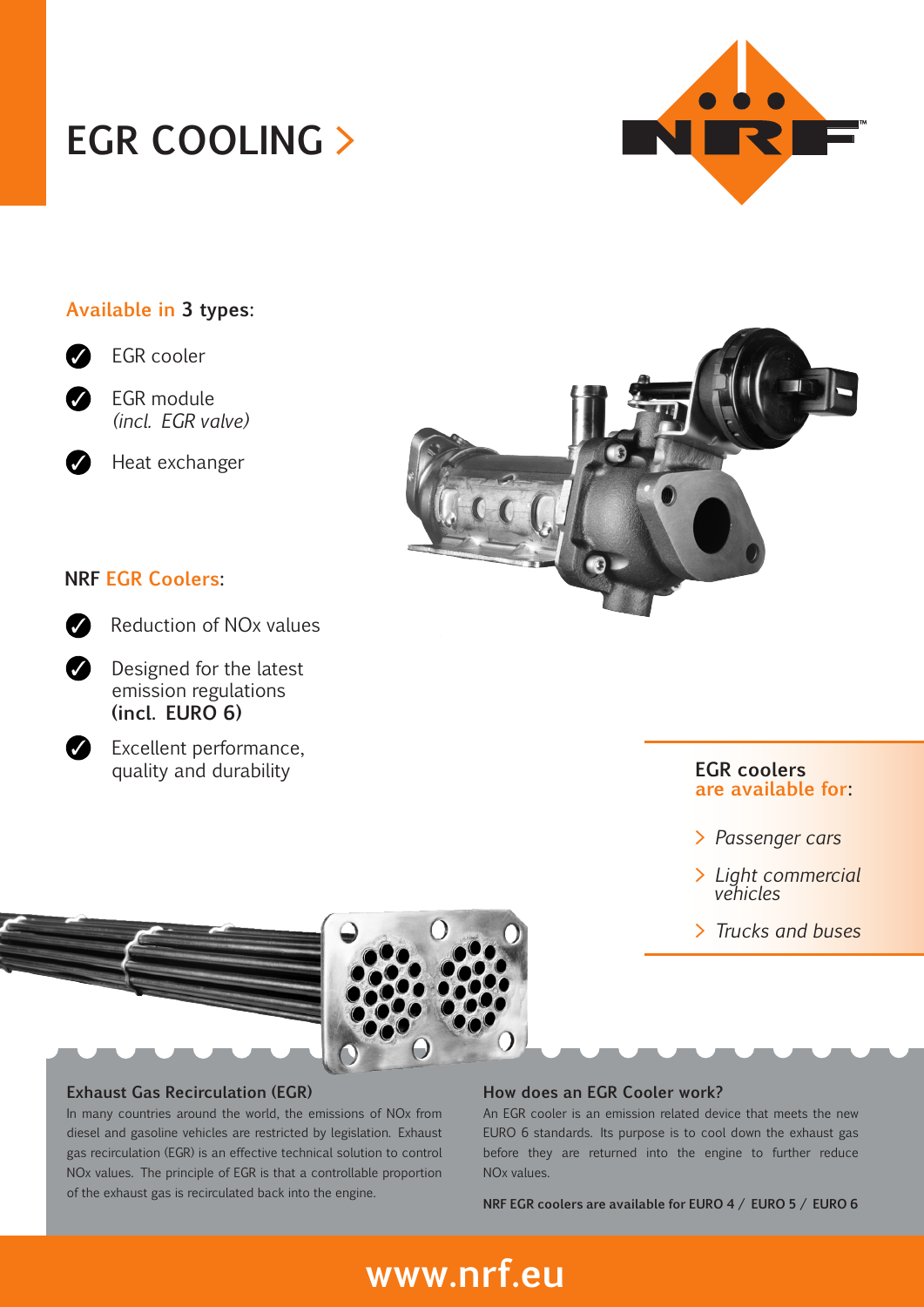# EGR COOLING >

**Available in 3 types:**

- EGR cooler
- EGR module *(incl. EGR valve)*
- Heat exchanger

**NRF EGR Coolers:**

- Reduction of NOx values
- Designed for the latest emission regulations **(incl. EURO 6)**
- Excellent performance, quality and durability

**EGR coolers are available for:**

- *Passenger cars*
- *Light commercial vehicles*
- *Trucks and buses*

### Exhaust Gas Recirculation (EGR)

In many countries around the world, the emissions of NOx from diesel and gasoline vehicles are restricted by legislation. Exhaust gas recirculation (EGR) is an effective technical solution to control NOx values. The principle of EGR is that a controllable proportion of the exhaust gas is recirculated back into the engine.

### How does an EGR Cooler work?

An EGR cooler is an emission related device that meets the new EURO 6 standards. Its purpose is to cool down the exhaust gas before they are returned into the engine to further reduce NOx values.

**NRF EGR coolers are available for EURO 4 / EURO 5 / EURO 6**

**www.nrf.eu**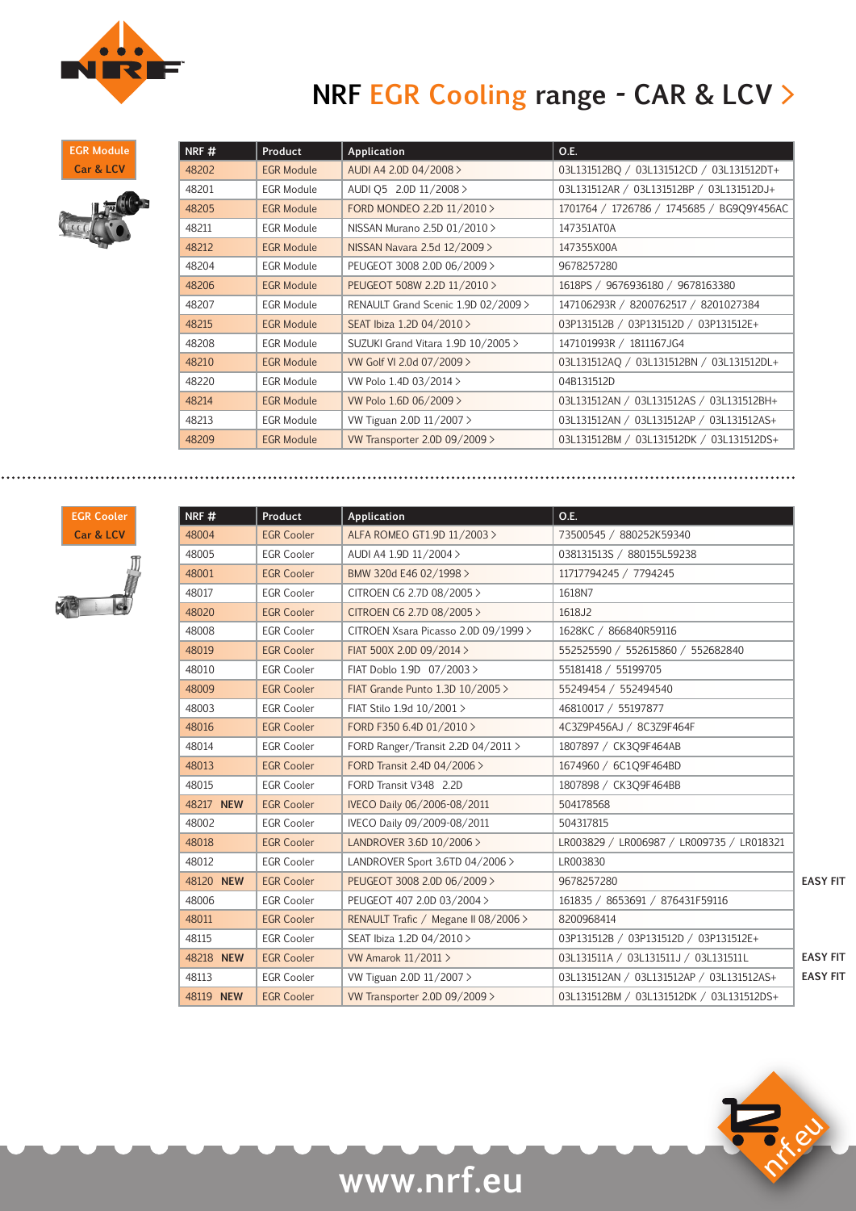# NRF EGR Cooling range - CAR & LCV >

**EGR Module**
**Car & LCV**

| NRF # | Product | Application | O.E. |
|---|---|---|---|
| 48202 | EGR Module | AUDI A4 2.0D 04/2008 > | 03L131512BQ / 03L131512CD / 03L131512DT+ |
| 48201 | EGR Module | AUDI Q5 2.0D 11/2008 > | 03L131512AR / 03L131512BP / 03L131512DJ+ |
| 48205 | EGR Module | FORD MONDEO 2.2D 11/2010 > | 1701764 / 1726786 / 1745685 / BG9Q9Y456AC |
| 48211 | EGR Module | NISSAN Murano 2.5D 01/2010 > | 147351AT0A |
| 48212 | EGR Module | NISSAN Navara 2.5d 12/2009 > | 147355X00A |
| 48204 | EGR Module | PEUGEOT 3008 2.0D 06/2009 > | 9678257280 |
| 48206 | EGR Module | PEUGEOT 508W 2.2D 11/2010 > | 1618PS / 9676936180 / 9678163380 |
| 48207 | EGR Module | RENAULT Grand Scenic 1.9D 02/2009 > | 147106293R / 8200762517 / 8201027384 |
| 48215 | EGR Module | SEAT Ibiza 1.2D 04/2010 > | 03P131512B / 03P131512D / 03P131512E+ |
| 48208 | EGR Module | SUZUKI Grand Vitara 1.9D 10/2005 > | 147101993R / 1811167JG4 |
| 48210 | EGR Module | VW Golf VI 2.0d 07/2009 > | 03L131512AQ / 03L131512BN / 03L131512DL+ |
| 48220 | EGR Module | VW Polo 1.4D 03/2014 > | 04B131512D |
| 48214 | EGR Module | VW Polo 1.6D 06/2009 > | 03L131512AN / 03L131512AS / 03L131512BH+ |
| 48213 | EGR Module | VW Tiguan 2.0D 11/2007 > | 03L131512AN / 03L131512AP / 03L131512AS+ |
| 48209 | EGR Module | VW Transporter 2.0D 09/2009 > | 03L131512BM / 03L131512DK / 03L131512DS+ |

**EGR Cooler**
**Car & LCV**

| NRF # | Product | Application | O.E. | |
|---|---|---|---|---|
| 48004 | EGR Cooler | ALFA ROMEO GT1.9D 11/2003 > | 73500545 / 880252K59340 | |
| 48005 | EGR Cooler | AUDI A4 1.9D 11/2004 > | 038131513S / 880155L59238 | |
| 48001 | EGR Cooler | BMW 320d E46 02/1998 > | 11717794245 / 7794245 | |
| 48017 | EGR Cooler | CITROEN C6 2.7D 08/2005 > | 1618N7 | |
| 48020 | EGR Cooler | CITROEN C6 2.7D 08/2005 > | 1618J2 | |
| 48008 | EGR Cooler | CITROEN Xsara Picasso 2.0D 09/1999 > | 1628KC / 866840R59116 | |
| 48019 | EGR Cooler | FIAT 500X 2.0D 09/2014 > | 552525590 / 552615860 / 552682840 | |
| 48010 | EGR Cooler | FIAT Doblo 1.9D 07/2003 > | 55181418 / 55199705 | |
| 48009 | EGR Cooler | FIAT Grande Punto 1.3D 10/2005 > | 55249454 / 552494540 | |
| 48003 | EGR Cooler | FIAT Stilo 1.9d 10/2001 > | 46810017 / 55197877 | |
| 48016 | EGR Cooler | FORD F350 6.4D 01/2010 > | 4C3Z9P456AJ / 8C3Z9F464F | |
| 48014 | EGR Cooler | FORD Ranger/Transit 2.2D 04/2011 > | 1807897 / CK3Q9F464AB | |
| 48013 | EGR Cooler | FORD Transit 2.4D 04/2006 > | 1674960 / 6C1Q9F464BD | |
| 48015 | EGR Cooler | FORD Transit V348 2.2D | 1807898 / CK3Q9F464BB | |
| 48217 **NEW** | EGR Cooler | IVECO Daily 06/2006-08/2011 | 504178568 | |
| 48002 | EGR Cooler | IVECO Daily 09/2009-08/2011 | 504317815 | |
| 48018 | EGR Cooler | LANDROVER 3.6D 10/2006 > | LR003829 / LR006987 / LR009735 / LR018321 | |
| 48012 | EGR Cooler | LANDROVER Sport 3.6TD 04/2006 > | LR003830 | |
| 48120 **NEW** | EGR Cooler | PEUGEOT 3008 2.0D 06/2009 > | 9678257280 | EASY FIT |
| 48006 | EGR Cooler | PEUGEOT 407 2.0D 03/2004 > | 161835 / 8653691 / 876431F59116 | |
| 48011 | EGR Cooler | RENAULT Trafic / Megane II 08/2006 > | 8200968414 | |
| 48115 | EGR Cooler | SEAT Ibiza 1.2D 04/2010 > | 03P131512B / 03P131512D / 03P131512E+ | |
| 48218 **NEW** | EGR Cooler | VW Amarok 11/2011 > | 03L131511A / 03L131511J / 03L131511L | EASY FIT |
| 48113 | EGR Cooler | VW Tiguan 2.0D 11/2007 > | 03L131512AN / 03L131512AP / 03L131512AS+ | EASY FIT |
| 48119 **NEW** | EGR Cooler | VW Transporter 2.0D 09/2009 > | 03L131512BM / 03L131512DK / 03L131512DS+ | |

www.nrf.eu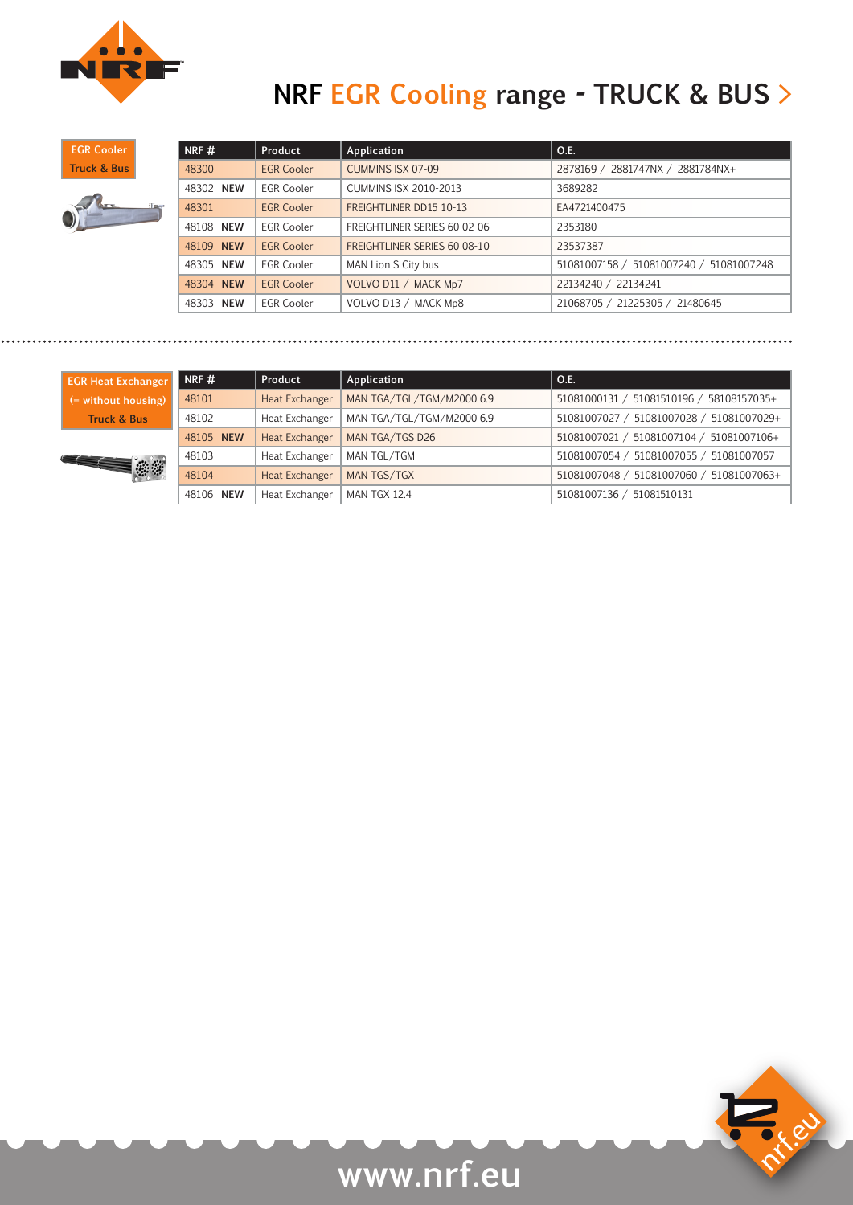# NRF EGR Cooling range - TRUCK & BUS >

**EGR Cooler**
**Truck & Bus**

| NRF # | Product | Application | O.E. |
|---|---|---|---|
| 48300 | EGR Cooler | CUMMINS ISX 07-09 | 2878169 / 2881747NX / 2881784NX+ |
| 48302 **NEW** | EGR Cooler | CUMMINS ISX 2010-2013 | 3689282 |
| 48301 | EGR Cooler | FREIGHTLINER DD15 10-13 | EA4721400475 |
| 48108 **NEW** | EGR Cooler | FREIGHTLINER SERIES 60 02-06 | 2353180 |
| 48109 **NEW** | EGR Cooler | FREIGHTLINER SERIES 60 08-10 | 23537387 |
| 48305 **NEW** | EGR Cooler | MAN Lion S City bus | 51081007158 / 51081007240 / 51081007248 |
| 48304 **NEW** | EGR Cooler | VOLVO D11 / MACK Mp7 | 22134240 / 22134241 |
| 48303 **NEW** | EGR Cooler | VOLVO D13 / MACK Mp8 | 21068705 / 21225305 / 21480645 |

**EGR Heat Exchanger**
**(= without housing)**
**Truck & Bus**

| NRF # | Product | Application | O.E. |
|---|---|---|---|
| 48101 | Heat Exchanger | MAN TGA/TGL/TGM/M2000 6.9 | 51081000131 / 51081510196 / 58108157035+ |
| 48102 | Heat Exchanger | MAN TGA/TGL/TGM/M2000 6.9 | 51081007027 / 51081007028 / 51081007029+ |
| 48105 **NEW** | Heat Exchanger | MAN TGA/TGS D26 | 51081007021 / 51081007104 / 51081007106+ |
| 48103 | Heat Exchanger | MAN TGL/TGM | 51081007054 / 51081007055 / 51081007057 |
| 48104 | Heat Exchanger | MAN TGS/TGX | 51081007048 / 51081007060 / 51081007063+ |
| 48106 **NEW** | Heat Exchanger | MAN TGX 12.4 | 51081007136 / 51081510131 |

www.nrf.eu